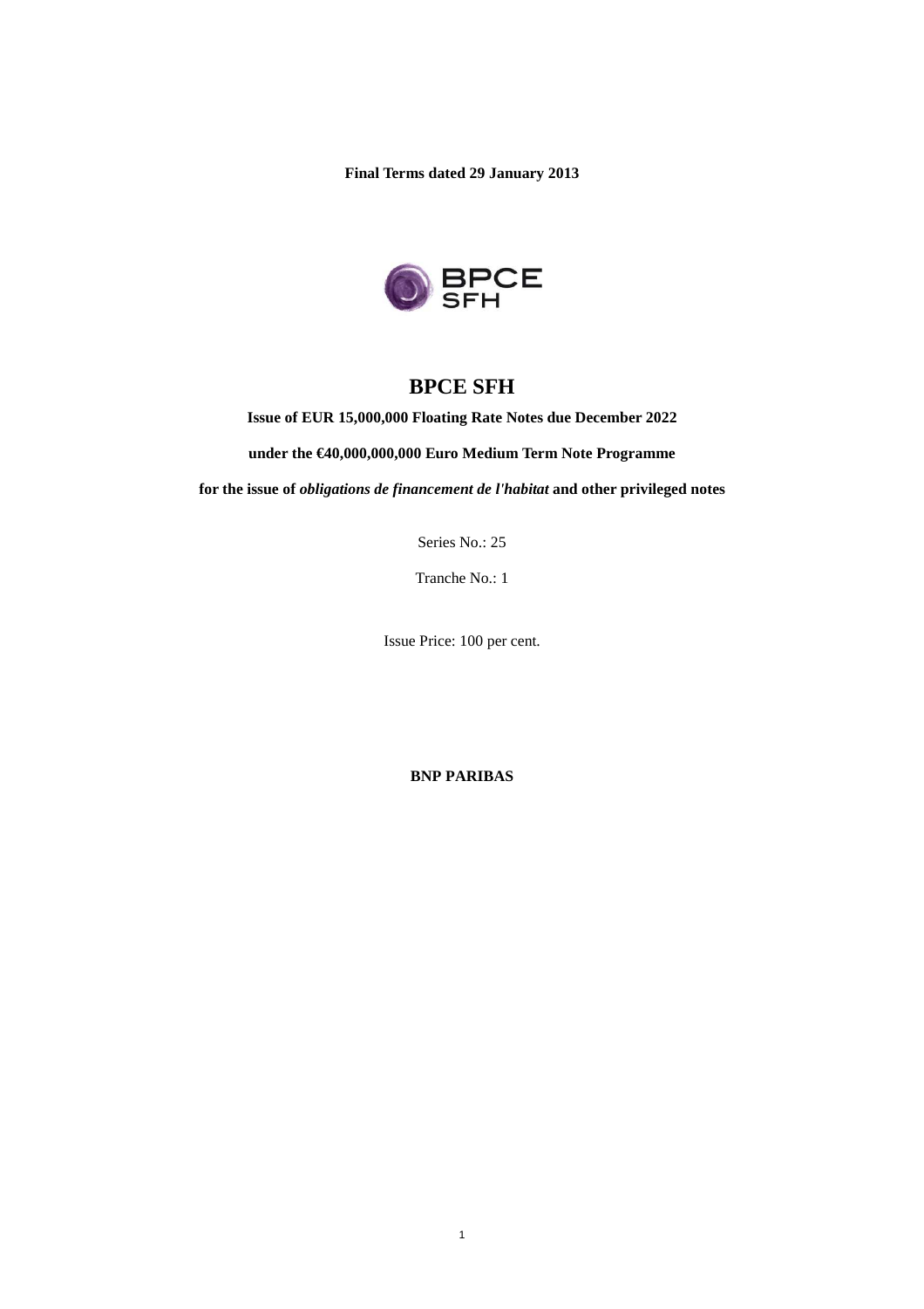**Final Terms dated 29 January 2013**

# BPCE SFH

**Issue of EUR 15,000,000 Floating Rate Notes due December 2022**

**under the €40,000,000,000 Euro Medium Term Note Programme**

**for the issue of *obligations de financement de l'habitat* and other privileged notes**

Series No.: 25

Tranche No.: 1

Issue Price: 100 per cent.

**BNP PARIBAS**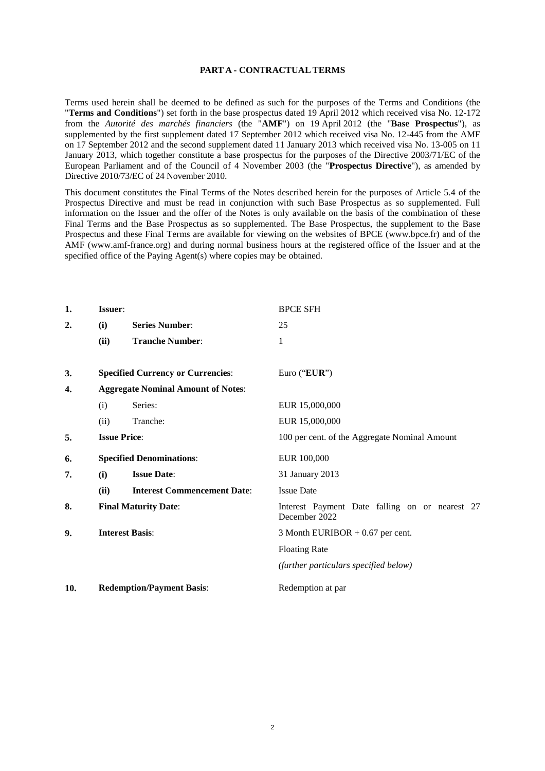**PART A - CONTRACTUAL TERMS**

Terms used herein shall be deemed to be defined as such for the purposes of the Terms and Conditions (the "**Terms and Conditions**") set forth in the base prospectus dated 19 April 2012 which received visa No. 12-172 from the *Autorité des marchés financiers* (the "**AMF**") on 19 April 2012 (the "**Base Prospectus**"), as supplemented by the first supplement dated 17 September 2012 which received visa No. 12-445 from the AMF on 17 September 2012 and the second supplement dated 11 January 2013 which received visa No. 13-005 on 11 January 2013, which together constitute a base prospectus for the purposes of the Directive 2003/71/EC of the European Parliament and of the Council of 4 November 2003 (the "**Prospectus Directive**"), as amended by Directive 2010/73/EC of 24 November 2010.

This document constitutes the Final Terms of the Notes described herein for the purposes of Article 5.4 of the Prospectus Directive and must be read in conjunction with such Base Prospectus as so supplemented. Full information on the Issuer and the offer of the Notes is only available on the basis of the combination of these Final Terms and the Base Prospectus as so supplemented. The Base Prospectus, the supplement to the Base Prospectus and these Final Terms are available for viewing on the websites of BPCE (www.bpce.fr) and of the AMF (www.amf-france.org) and during normal business hours at the registered office of the Issuer and at the specified office of the Paying Agent(s) where copies may be obtained.

| | | | |
|---|---|---|---|
| **1.** | **Issuer**: | | BPCE SFH |
| **2.** | **(i)** | **Series Number**: | 25 |
| | **(ii)** | **Tranche Number**: | 1 |
| **3.** | **Specified Currency or Currencies**: | | Euro ("**EUR**") |
| **4.** | **Aggregate Nominal Amount of Notes**: | | |
| | (i) | Series: | EUR 15,000,000 |
| | (ii) | Tranche: | EUR 15,000,000 |
| **5.** | **Issue Price**: | | 100 per cent. of the Aggregate Nominal Amount |
| **6.** | **Specified Denominations**: | | EUR 100,000 |
| **7.** | **(i)** | **Issue Date**: | 31 January 2013 |
| | **(ii)** | **Interest Commencement Date**: | Issue Date |
| **8.** | **Final Maturity Date**: | | Interest Payment Date falling on or nearest 27 December 2022 |
| **9.** | **Interest Basis**: | | 3 Month EURIBOR + 0.67 per cent.<br>Floating Rate<br>*(further particulars specified below)* |
| **10.** | **Redemption/Payment Basis**: | | Redemption at par |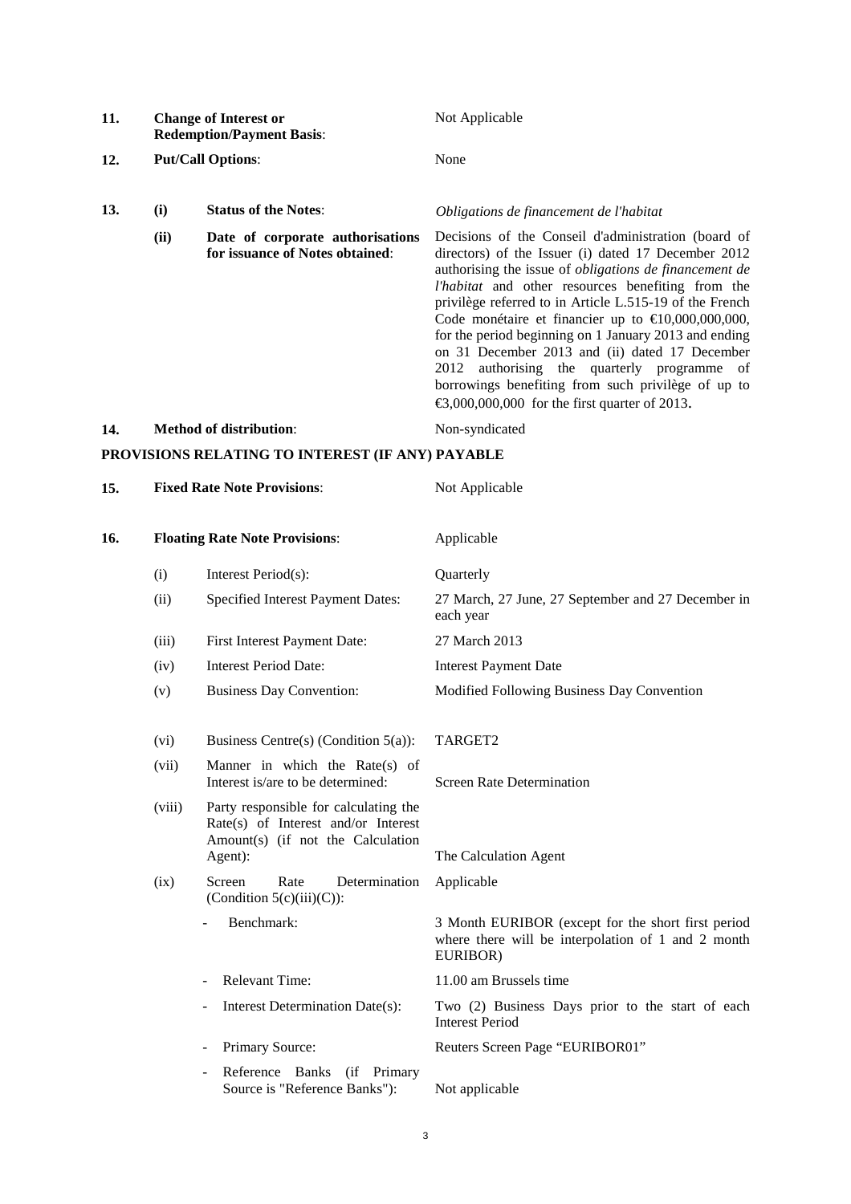| | | | |
|---|---|---|---|
| **11.** | **Change of Interest or Redemption/Payment Basis**: | | Not Applicable |
| **12.** | **Put/Call Options**: | | None |
| **13.** | **(i)** | **Status of the Notes**: | *Obligations de financement de l'habitat* |
| | **(ii)** | **Date of corporate authorisations for issuance of Notes obtained**: | Decisions of the Conseil d'administration (board of directors) of the Issuer (i) dated 17 December 2012 authorising the issue of *obligations de financement de l'habitat* and other resources benefiting from the privilège referred to in Article L.515-19 of the French Code monétaire et financier up to €10,000,000,000, for the period beginning on 1 January 2013 and ending on 31 December 2013 and (ii) dated 17 December 2012 authorising the quarterly programme of borrowings benefiting from such privilège of up to €3,000,000,000 for the first quarter of 2013. |
| **14.** | **Method of distribution**: | | Non-syndicated |

**PROVISIONS RELATING TO INTEREST (IF ANY) PAYABLE**

| | | | |
|---|---|---|---|
| **15.** | **Fixed Rate Note Provisions**: | | Not Applicable |
| **16.** | **Floating Rate Note Provisions**: | | Applicable |
| | (i) | Interest Period(s): | Quarterly |
| | (ii) | Specified Interest Payment Dates: | 27 March, 27 June, 27 September and 27 December in each year |
| | (iii) | First Interest Payment Date: | 27 March 2013 |
| | (iv) | Interest Period Date: | Interest Payment Date |
| | (v) | Business Day Convention: | Modified Following Business Day Convention |
| | (vi) | Business Centre(s) (Condition 5(a)): | TARGET2 |
| | (vii) | Manner in which the Rate(s) of Interest is/are to be determined: | Screen Rate Determination |
| | (viii) | Party responsible for calculating the Rate(s) of Interest and/or Interest Amount(s) (if not the Calculation Agent): | The Calculation Agent |
| | (ix) | Screen Rate Determination (Condition 5(c)(iii)(C)): | Applicable |
| | | - Benchmark: | 3 Month EURIBOR (except for the short first period where there will be interpolation of 1 and 2 month EURIBOR) |
| | | - Relevant Time: | 11.00 am Brussels time |
| | | - Interest Determination Date(s): | Two (2) Business Days prior to the start of each Interest Period |
| | | - Primary Source: | Reuters Screen Page "EURIBOR01" |
| | | - Reference Banks (if Primary Source is "Reference Banks"): | Not applicable |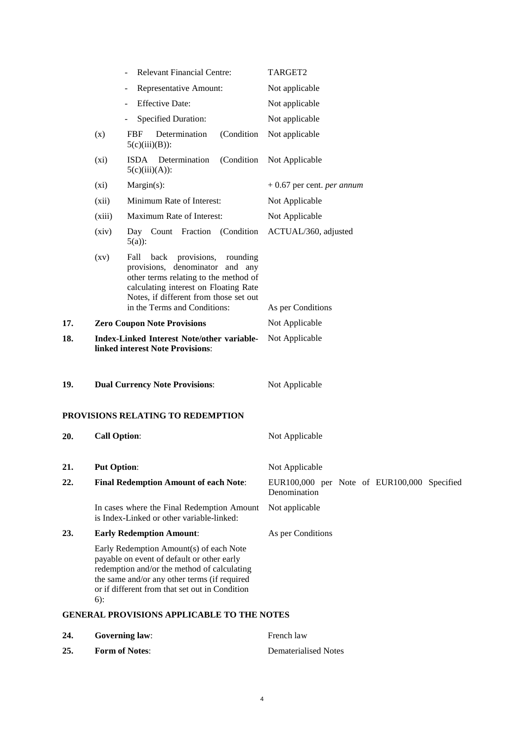| | | | |
|---|---|---|---|
| | | - Relevant Financial Centre: | TARGET2 |
| | | - Representative Amount: | Not applicable |
| | | - Effective Date: | Not applicable |
| | | - Specified Duration: | Not applicable |
| | (x) | FBF Determination (Condition 5(c)(iii)(B)): | Not applicable |
| | (xi) | ISDA Determination (Condition 5(c)(iii)(A)): | Not Applicable |
| | (xi) | Margin(s): | + 0.67 per cent. *per annum* |
| | (xii) | Minimum Rate of Interest: | Not Applicable |
| | (xiii) | Maximum Rate of Interest: | Not Applicable |
| | (xiv) | Day Count Fraction (Condition 5(a)): | ACTUAL/360, adjusted |
| | (xv) | Fall back provisions, rounding provisions, denominator and any other terms relating to the method of calculating interest on Floating Rate Notes, if different from those set out in the Terms and Conditions: | As per Conditions |
| **17.** | **Zero Coupon Note Provisions** | | Not Applicable |
| **18.** | **Index-Linked Interest Note/other variable-linked interest Note Provisions**: | | Not Applicable |
| **19.** | **Dual Currency Note Provisions**: | | Not Applicable |

**PROVISIONS RELATING TO REDEMPTION**

| | | |
|---|---|---|
| **20.** | **Call Option**: | Not Applicable |
| **21.** | **Put Option**: | Not Applicable |
| **22.** | **Final Redemption Amount of each Note**: | EUR100,000 per Note of EUR100,000 Specified Denomination |
| | In cases where the Final Redemption Amount is Index-Linked or other variable-linked: | Not applicable |
| **23.** | **Early Redemption Amount**: | As per Conditions |
| | Early Redemption Amount(s) of each Note payable on event of default or other early redemption and/or the method of calculating the same and/or any other terms (if required or if different from that set out in Condition 6): | |

**GENERAL PROVISIONS APPLICABLE TO THE NOTES**

| | | |
|---|---|---|
| **24.** | **Governing law**: | French law |
| **25.** | **Form of Notes**: | Dematerialised Notes |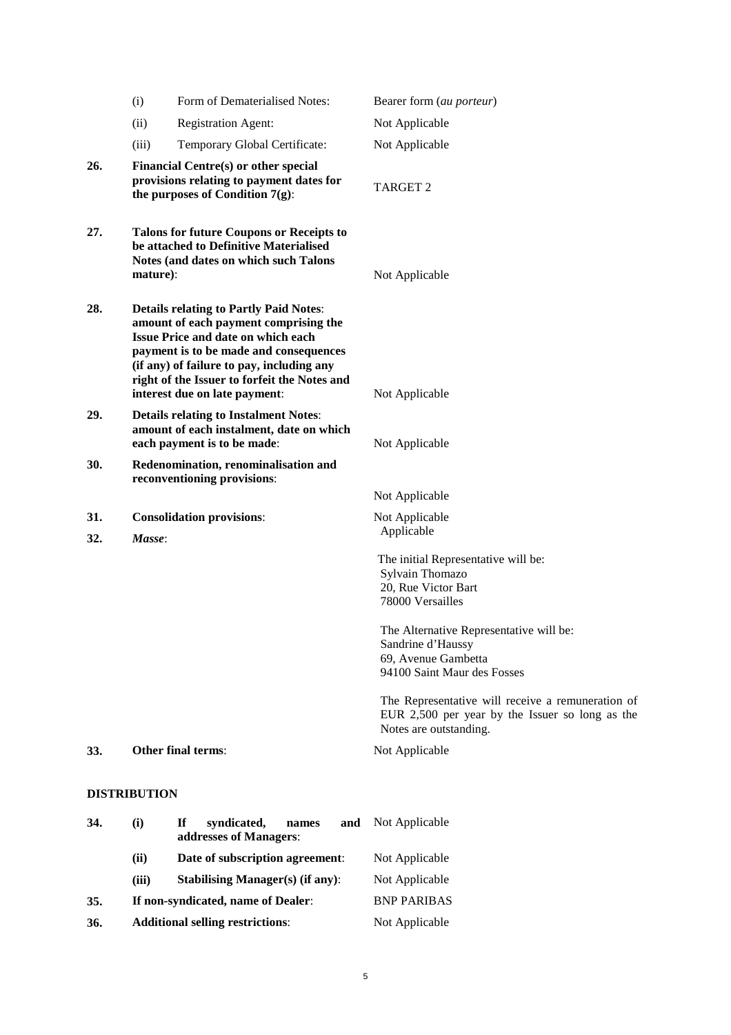| | | | |
|---|---|---|---|
| | (i) | Form of Dematerialised Notes: | Bearer form (*au porteur*) |
| | (ii) | Registration Agent: | Not Applicable |
| | (iii) | Temporary Global Certificate: | Not Applicable |
| **26.** | **Financial Centre(s) or other special provisions relating to payment dates for the purposes of Condition 7(g)**: | | TARGET 2 |
| **27.** | **Talons for future Coupons or Receipts to be attached to Definitive Materialised Notes (and dates on which such Talons mature)**: | | Not Applicable |
| **28.** | **Details relating to Partly Paid Notes**: **amount of each payment comprising the Issue Price and date on which each payment is to be made and consequences (if any) of failure to pay, including any right of the Issuer to forfeit the Notes and interest due on late payment**: | | Not Applicable |
| **29.** | **Details relating to Instalment Notes**: **amount of each instalment, date on which each payment is to be made**: | | Not Applicable |
| **30.** | **Redenomination, renominalisation and reconventioning provisions**: | | Not Applicable |
| **31.** | **Consolidation provisions**: | | Not Applicable |
| **32.** | ***Masse***: | | Applicable<br><br>The initial Representative will be:<br>Sylvain Thomazo<br>20, Rue Victor Bart<br>78000 Versailles<br><br>The Alternative Representative will be:<br>Sandrine d'Haussy<br>69, Avenue Gambetta<br>94100 Saint Maur des Fosses<br><br>The Representative will receive a remuneration of EUR 2,500 per year by the Issuer so long as the Notes are outstanding. |
| **33.** | **Other final terms**: | | Not Applicable |

**DISTRIBUTION**

| | | | |
|---|---|---|---|
| **34.** | **(i)** | **If syndicated, names and addresses of Managers**: | Not Applicable |
| | **(ii)** | **Date of subscription agreement**: | Not Applicable |
| | **(iii)** | **Stabilising Manager(s) (if any)**: | Not Applicable |
| **35.** | **If non-syndicated, name of Dealer**: | | BNP PARIBAS |
| **36.** | **Additional selling restrictions**: | | Not Applicable |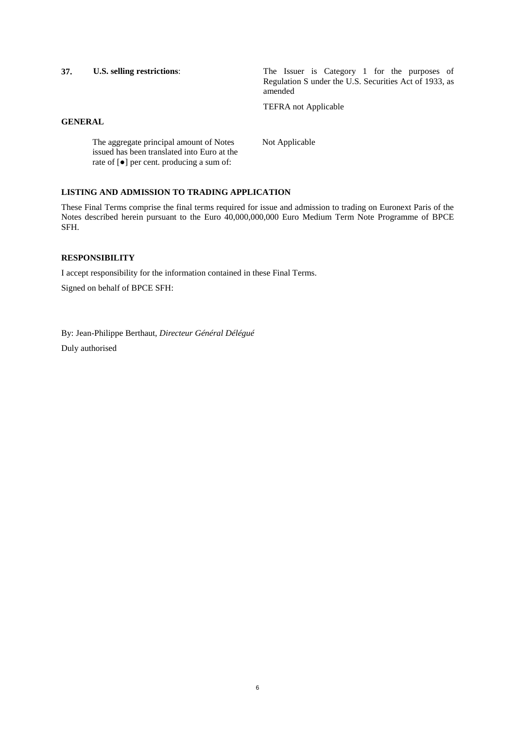| | | |
|---|---|---|
| **37.** | **U.S. selling restrictions**: | The Issuer is Category 1 for the purposes of Regulation S under the U.S. Securities Act of 1933, as amended<br><br>TEFRA not Applicable |

**GENERAL**

| | |
|---|---|
| The aggregate principal amount of Notes issued has been translated into Euro at the rate of [●] per cent. producing a sum of: | Not Applicable |

**LISTING AND ADMISSION TO TRADING APPLICATION**

These Final Terms comprise the final terms required for issue and admission to trading on Euronext Paris of the Notes described herein pursuant to the Euro 40,000,000,000 Euro Medium Term Note Programme of BPCE SFH.

**RESPONSIBILITY**

I accept responsibility for the information contained in these Final Terms.

Signed on behalf of BPCE SFH:

By: Jean-Philippe Berthaut, *Directeur Général Délégué*

Duly authorised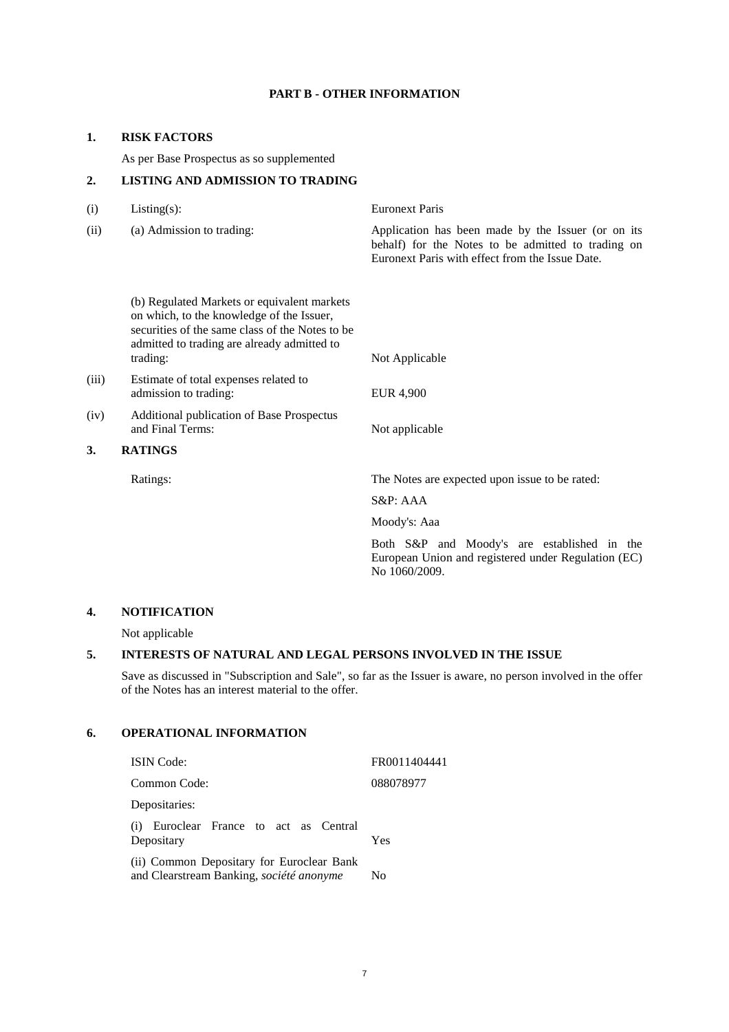## PART B - OTHER INFORMATION

### 1. RISK FACTORS

As per Base Prospectus as so supplemented

### 2. LISTING AND ADMISSION TO TRADING

| | | |
|---|---|---|
| (i) | Listing(s): | Euronext Paris |
| (ii) | (a) Admission to trading: | Application has been made by the Issuer (or on its behalf) for the Notes to be admitted to trading on Euronext Paris with effect from the Issue Date. |
| | (b) Regulated Markets or equivalent markets on which, to the knowledge of the Issuer, securities of the same class of the Notes to be admitted to trading are already admitted to trading: | Not Applicable |
| (iii) | Estimate of total expenses related to admission to trading: | EUR 4,900 |
| (iv) | Additional publication of Base Prospectus and Final Terms: | Not applicable |

### 3. RATINGS

| | |
|---|---|
| Ratings: | The Notes are expected upon issue to be rated: |
| | S&P: AAA |
| | Moody's: Aaa |
| | Both S&P and Moody's are established in the European Union and registered under Regulation (EC) No 1060/2009. |

### 4. NOTIFICATION

Not applicable

### 5. INTERESTS OF NATURAL AND LEGAL PERSONS INVOLVED IN THE ISSUE

Save as discussed in "Subscription and Sale", so far as the Issuer is aware, no person involved in the offer of the Notes has an interest material to the offer.

### 6. OPERATIONAL INFORMATION

| | |
|---|---|
| ISIN Code: | FR0011404441 |
| Common Code: | 088078977 |
| Depositaries: | |
| (i) Euroclear France to act as Central Depositary | Yes |
| (ii) Common Depositary for Euroclear Bank and Clearstream Banking, *société anonyme* | No |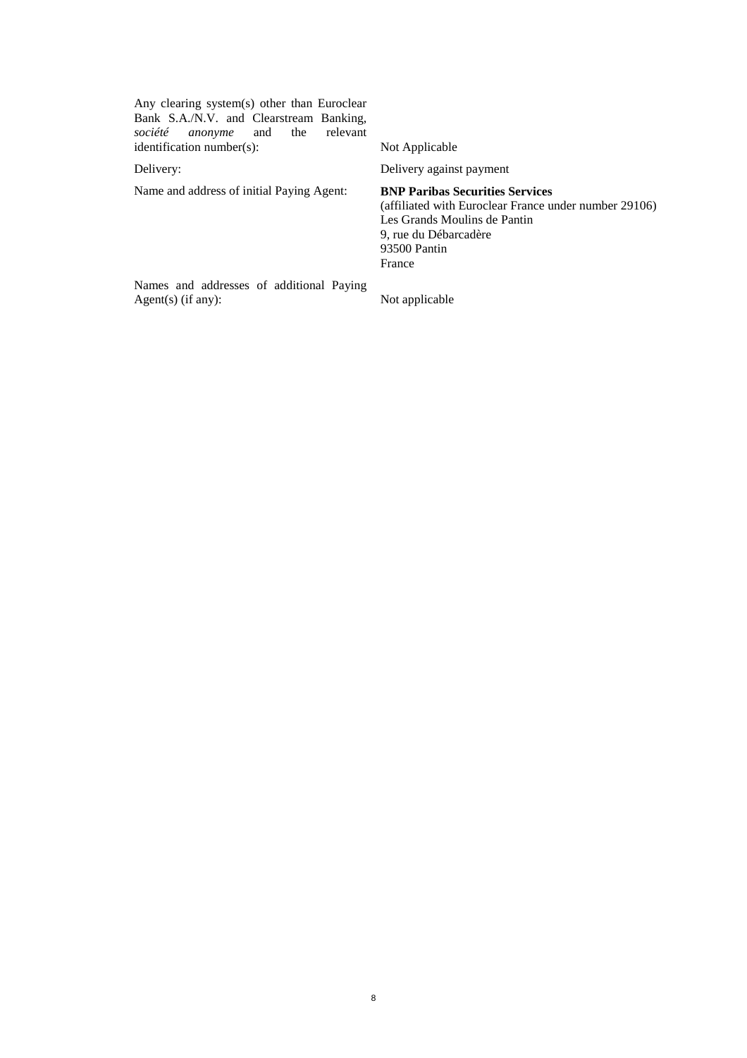| | |
|---|---|
| Any clearing system(s) other than Euroclear Bank S.A./N.V. and Clearstream Banking, *société anonyme* and the relevant identification number(s): | Not Applicable |
| Delivery: | Delivery against payment |
| Name and address of initial Paying Agent: | **BNP Paribas Securities Services** (affiliated with Euroclear France under number 29106) Les Grands Moulins de Pantin 9, rue du Débarcadère 93500 Pantin France |
| Names and addresses of additional Paying Agent(s) (if any): | Not applicable |